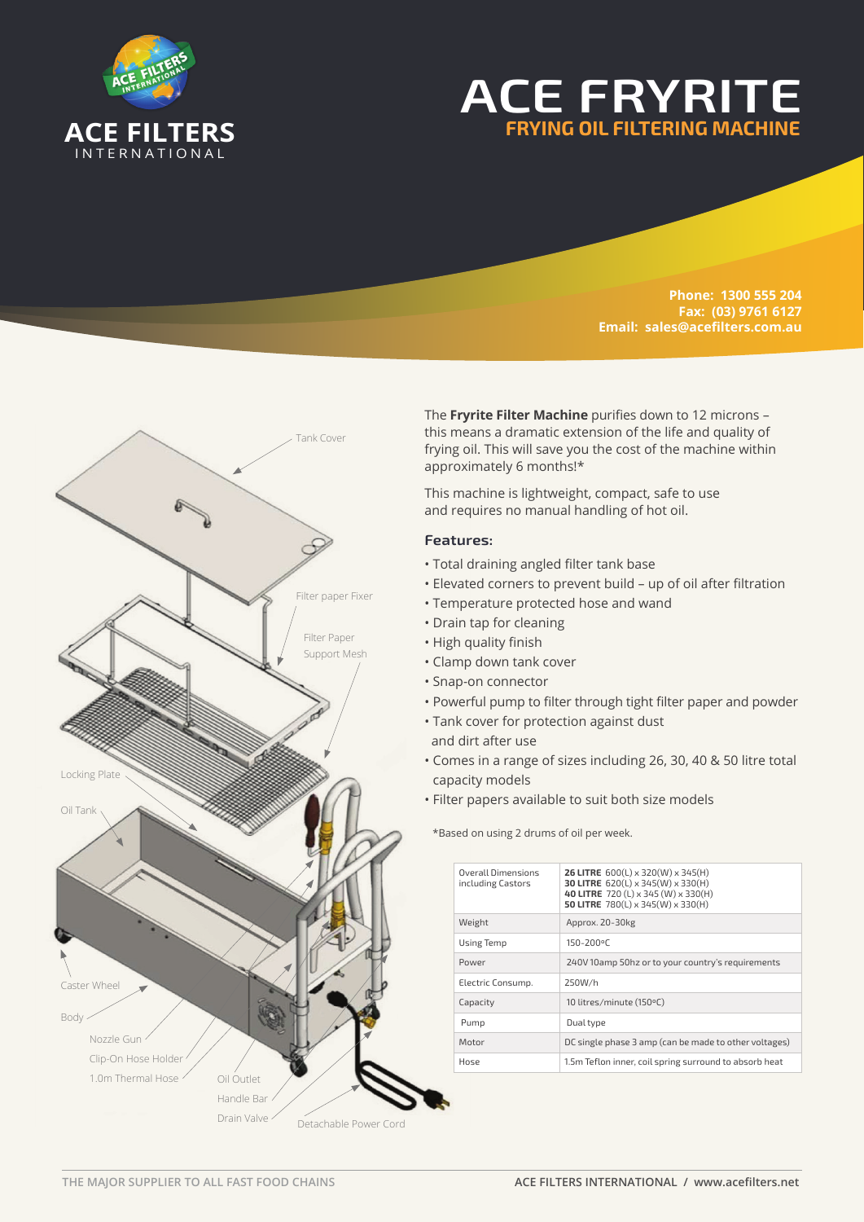ACE FILTERS INTERNATIONAL

# ACE FRYRITE

## FRYING OIL FILTERING MACHINE

**Phone: 1300 555 204**
**Fax: (03) 9761 6127**
**Email: sales@acefilters.com.au**

Tank Cover
Filter paper Fixer
Filter Paper Support Mesh
Locking Plate
Oil Tank
Caster Wheel
Body
Nozzle Gun
Clip-On Hose Holder
1.0m Thermal Hose
Oil Outlet
Handle Bar
Drain Valve
Detachable Power Cord

The **Fryrite Filter Machine** purifies down to 12 microns – this means a dramatic extension of the life and quality of frying oil. This will save you the cost of the machine within approximately 6 months!*

This machine is lightweight, compact, safe to use and requires no manual handling of hot oil.

### Features:

- Total draining angled filter tank base
- Elevated corners to prevent build – up of oil after filtration
- Temperature protected hose and wand
- Drain tap for cleaning
- High quality finish
- Clamp down tank cover
- Snap-on connector
- Powerful pump to filter through tight filter paper and powder
- Tank cover for protection against dust and dirt after use
- Comes in a range of sizes including 26, 30, 40 & 50 litre total capacity models
- Filter papers available to suit both size models

*Based on using 2 drums of oil per week.

| | |
|---|---|
| Overall Dimensions including Castors | **26 LITRE** 600(L) x 320(W) x 345(H)<br>**30 LITRE** 620(L) x 345(W) x 330(H)<br>**40 LITRE** 720 (L) x 345 (W) x 330(H)<br>**50 LITRE** 780(L) x 345(W) x 330(H) |
| Weight | Approx. 20-30kg |
| Using Temp | 150-200ºC |
| Power | 240V 10amp 50hz or to your country's requirements |
| Electric Consump. | 250W/h |
| Capacity | 10 litres/minute (150ºC) |
| Pump | Dual type |
| Motor | DC single phase 3 amp (can be made to other voltages) |
| Hose | 1.5m Teflon inner, coil spring surround to absorb heat |

THE MAJOR SUPPLIER TO ALL FAST FOOD CHAINS

ACE FILTERS INTERNATIONAL / www.acefilters.net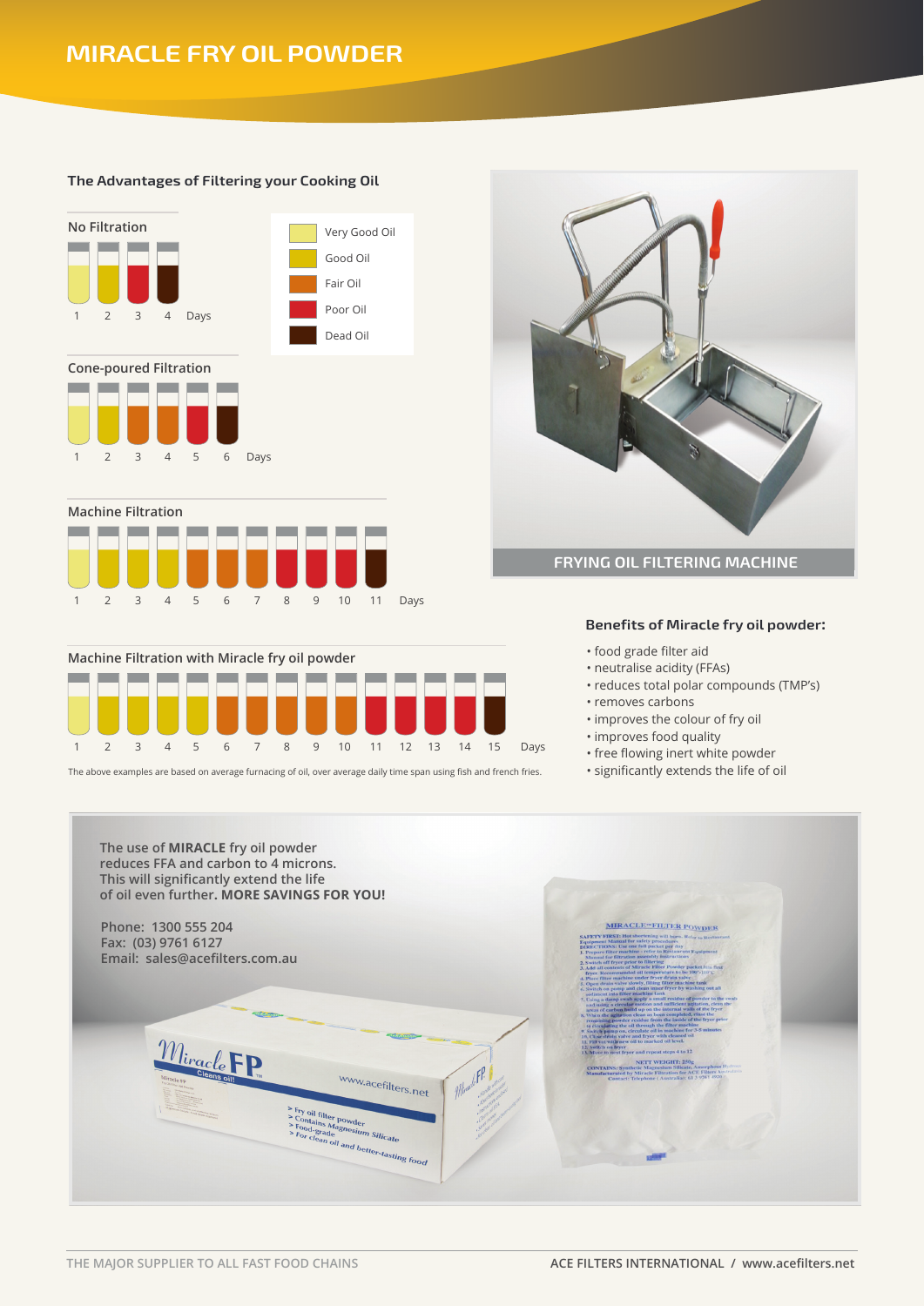# MIRACLE FRY OIL POWDER

## The Advantages of Filtering your Cooking Oil

Very Good Oil
Good Oil
Fair Oil
Poor Oil
Dead Oil

No Filtration

1 2 3 4 Days

Cone-poured Filtration

1 2 3 4 5 6 Days

Machine Filtration

1 2 3 4 5 6 7 8 9 10 11 Days

Machine Filtration with Miracle fry oil powder

1 2 3 4 5 6 7 8 9 10 11 12 13 14 15 Days

The above examples are based on average furnacing of oil, over average daily time span using fish and french fries.

FRYING OIL FILTERING MACHINE

### Benefits of Miracle fry oil powder:

- food grade filter aid
- neutralise acidity (FFAs)
- reduces total polar compounds (TMP's)
- removes carbons
- improves the colour of fry oil
- improves food quality
- free flowing inert white powder
- significantly extends the life of oil

The use of **MIRACLE** fry oil powder reduces FFA and carbon to 4 microns. This will significantly extend the life of oil even further. **MORE SAVINGS FOR YOU!**

Phone: 1300 555 204
Fax: (03) 9761 6127
Email: sales@acefilters.com.au

THE MAJOR SUPPLIER TO ALL FAST FOOD CHAINS

ACE FILTERS INTERNATIONAL / www.acefilters.net